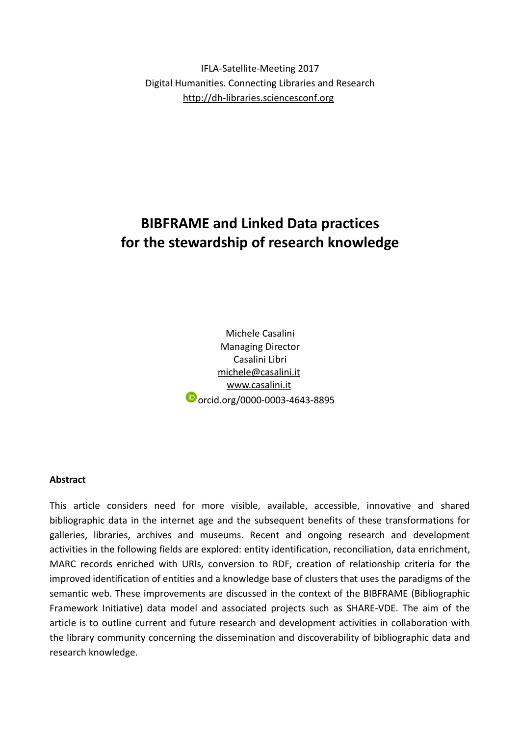IFLA-Satellite-Meeting 2017
Digital Humanities. Connecting Libraries and Research
http://dh-libraries.sciencesconf.org

# BIBFRAME and Linked Data practices for the stewardship of research knowledge

Michele Casalini
Managing Director
Casalini Libri
michele@casalini.it
www.casalini.it
orcid.org/0000-0003-4643-8895

**Abstract**

This article considers need for more visible, available, accessible, innovative and shared bibliographic data in the internet age and the subsequent benefits of these transformations for galleries, libraries, archives and museums. Recent and ongoing research and development activities in the following fields are explored: entity identification, reconciliation, data enrichment, MARC records enriched with URIs, conversion to RDF, creation of relationship criteria for the improved identification of entities and a knowledge base of clusters that uses the paradigms of the semantic web. These improvements are discussed in the context of the BIBFRAME (Bibliographic Framework Initiative) data model and associated projects such as SHARE-VDE. The aim of the article is to outline current and future research and development activities in collaboration with the library community concerning the dissemination and discoverability of bibliographic data and research knowledge.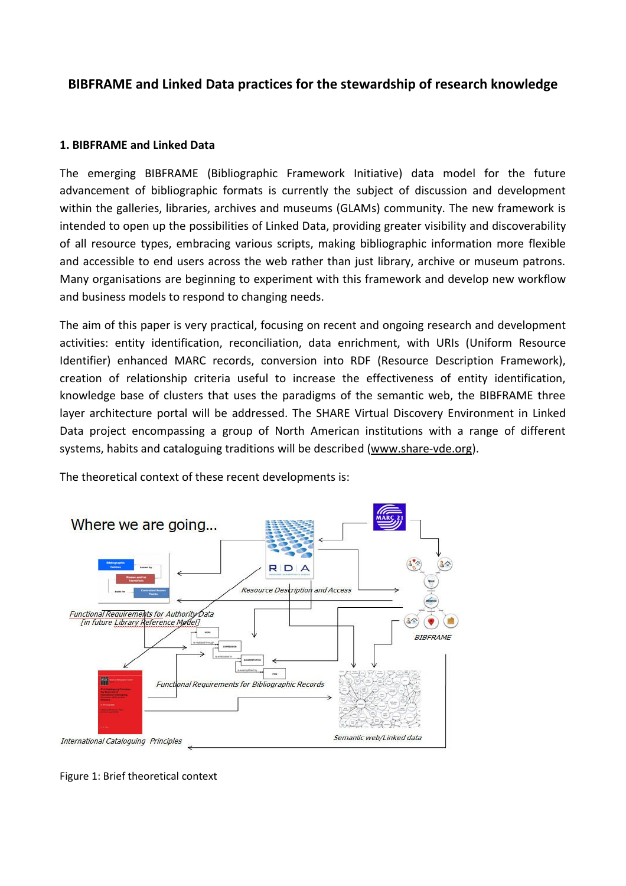# BIBFRAME and Linked Data practices for the stewardship of research knowledge

## 1. BIBFRAME and Linked Data

The emerging BIBFRAME (Bibliographic Framework Initiative) data model for the future advancement of bibliographic formats is currently the subject of discussion and development within the galleries, libraries, archives and museums (GLAMs) community. The new framework is intended to open up the possibilities of Linked Data, providing greater visibility and discoverability of all resource types, embracing various scripts, making bibliographic information more flexible and accessible to end users across the web rather than just library, archive or museum patrons. Many organisations are beginning to experiment with this framework and develop new workflow and business models to respond to changing needs.

The aim of this paper is very practical, focusing on recent and ongoing research and development activities: entity identification, reconciliation, data enrichment, with URIs (Uniform Resource Identifier) enhanced MARC records, conversion into RDF (Resource Description Framework), creation of relationship criteria useful to increase the effectiveness of entity identification, knowledge base of clusters that uses the paradigms of the semantic web, the BIBFRAME three layer architecture portal will be addressed. The SHARE Virtual Discovery Environment in Linked Data project encompassing a group of North American institutions with a range of different systems, habits and cataloguing traditions will be described (www.share-vde.org).

The theoretical context of these recent developments is:

Figure 1: Brief theoretical context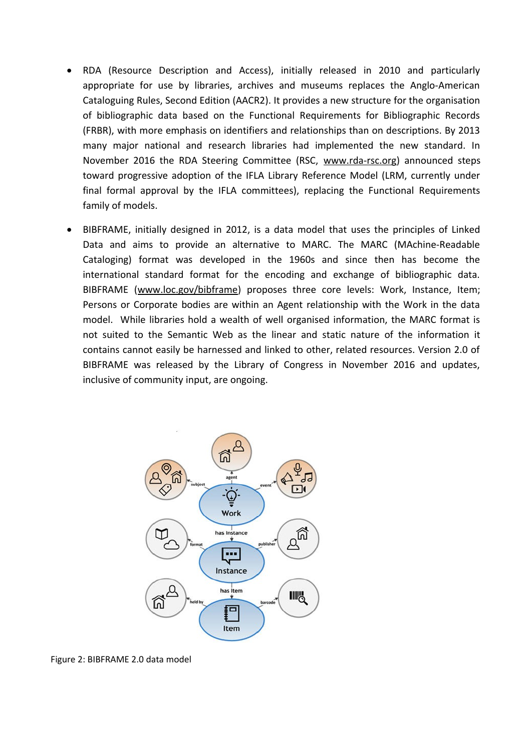- RDA (Resource Description and Access), initially released in 2010 and particularly appropriate for use by libraries, archives and museums replaces the Anglo-American Cataloguing Rules, Second Edition (AACR2). It provides a new structure for the organisation of bibliographic data based on the Functional Requirements for Bibliographic Records (FRBR), with more emphasis on identifiers and relationships than on descriptions. By 2013 many major national and research libraries had implemented the new standard. In November 2016 the RDA Steering Committee (RSC, www.rda-rsc.org) announced steps toward progressive adoption of the IFLA Library Reference Model (LRM, currently under final formal approval by the IFLA committees), replacing the Functional Requirements family of models.

- BIBFRAME, initially designed in 2012, is a data model that uses the principles of Linked Data and aims to provide an alternative to MARC. The MARC (MAchine-Readable Cataloging) format was developed in the 1960s and since then has become the international standard format for the encoding and exchange of bibliographic data. BIBFRAME (www.loc.gov/bibframe) proposes three core levels: Work, Instance, Item; Persons or Corporate bodies are within an Agent relationship with the Work in the data model. While libraries hold a wealth of well organised information, the MARC format is not suited to the Semantic Web as the linear and static nature of the information it contains cannot easily be harnessed and linked to other, related resources. Version 2.0 of BIBFRAME was released by the Library of Congress in November 2016 and updates, inclusive of community input, are ongoing.

Figure 2: BIBFRAME 2.0 data model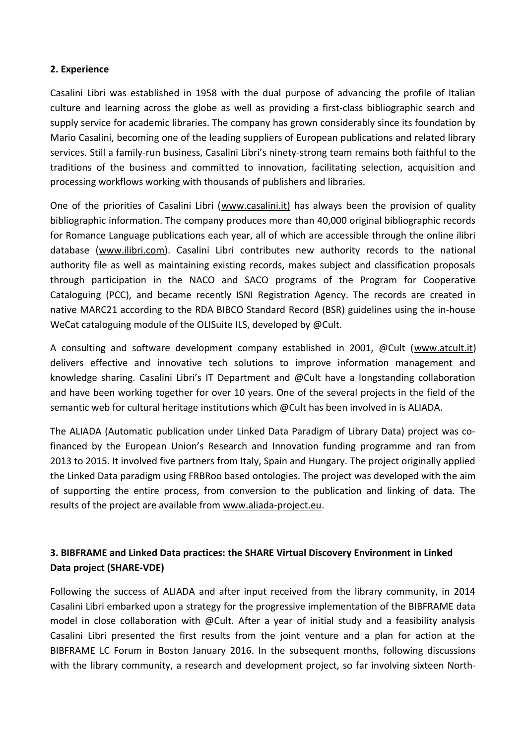**2. Experience**

Casalini Libri was established in 1958 with the dual purpose of advancing the profile of Italian culture and learning across the globe as well as providing a first-class bibliographic search and supply service for academic libraries. The company has grown considerably since its foundation by Mario Casalini, becoming one of the leading suppliers of European publications and related library services. Still a family-run business, Casalini Libri's ninety-strong team remains both faithful to the traditions of the business and committed to innovation, facilitating selection, acquisition and processing workflows working with thousands of publishers and libraries.

One of the priorities of Casalini Libri (www.casalini.it) has always been the provision of quality bibliographic information. The company produces more than 40,000 original bibliographic records for Romance Language publications each year, all of which are accessible through the online ilibri database (www.ilibri.com). Casalini Libri contributes new authority records to the national authority file as well as maintaining existing records, makes subject and classification proposals through participation in the NACO and SACO programs of the Program for Cooperative Cataloguing (PCC), and became recently ISNI Registration Agency. The records are created in native MARC21 according to the RDA BIBCO Standard Record (BSR) guidelines using the in-house WeCat cataloguing module of the OLISuite ILS, developed by @Cult.

A consulting and software development company established in 2001, @Cult (www.atcult.it) delivers effective and innovative tech solutions to improve information management and knowledge sharing. Casalini Libri's IT Department and @Cult have a longstanding collaboration and have been working together for over 10 years. One of the several projects in the field of the semantic web for cultural heritage institutions which @Cult has been involved in is ALIADA.

The ALIADA (Automatic publication under Linked Data Paradigm of Library Data) project was co-financed by the European Union's Research and Innovation funding programme and ran from 2013 to 2015. It involved five partners from Italy, Spain and Hungary. The project originally applied the Linked Data paradigm using FRBRoo based ontologies. The project was developed with the aim of supporting the entire process, from conversion to the publication and linking of data. The results of the project are available from www.aliada-project.eu.

**3. BIBFRAME and Linked Data practices: the SHARE Virtual Discovery Environment in Linked Data project (SHARE-VDE)**

Following the success of ALIADA and after input received from the library community, in 2014 Casalini Libri embarked upon a strategy for the progressive implementation of the BIBFRAME data model in close collaboration with @Cult. After a year of initial study and a feasibility analysis Casalini Libri presented the first results from the joint venture and a plan for action at the BIBFRAME LC Forum in Boston January 2016. In the subsequent months, following discussions with the library community, a research and development project, so far involving sixteen North-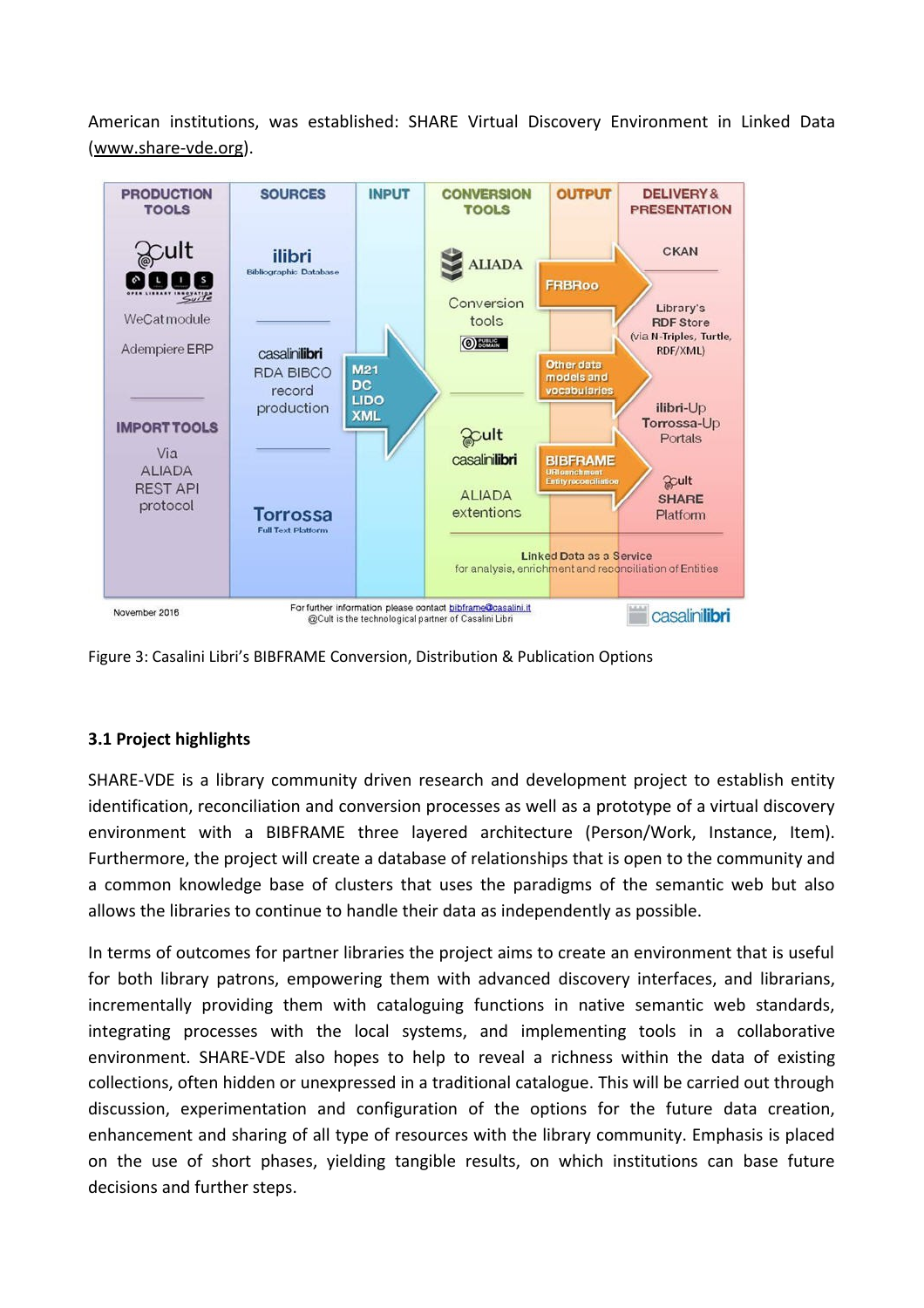American institutions, was established: SHARE Virtual Discovery Environment in Linked Data (www.share-vde.org).

Figure 3: Casalini Libri's BIBFRAME Conversion, Distribution & Publication Options

### 3.1 Project highlights

SHARE-VDE is a library community driven research and development project to establish entity identification, reconciliation and conversion processes as well as a prototype of a virtual discovery environment with a BIBFRAME three layered architecture (Person/Work, Instance, Item). Furthermore, the project will create a database of relationships that is open to the community and a common knowledge base of clusters that uses the paradigms of the semantic web but also allows the libraries to continue to handle their data as independently as possible.

In terms of outcomes for partner libraries the project aims to create an environment that is useful for both library patrons, empowering them with advanced discovery interfaces, and librarians, incrementally providing them with cataloguing functions in native semantic web standards, integrating processes with the local systems, and implementing tools in a collaborative environment. SHARE-VDE also hopes to help to reveal a richness within the data of existing collections, often hidden or unexpressed in a traditional catalogue. This will be carried out through discussion, experimentation and configuration of the options for the future data creation, enhancement and sharing of all type of resources with the library community. Emphasis is placed on the use of short phases, yielding tangible results, on which institutions can base future decisions and further steps.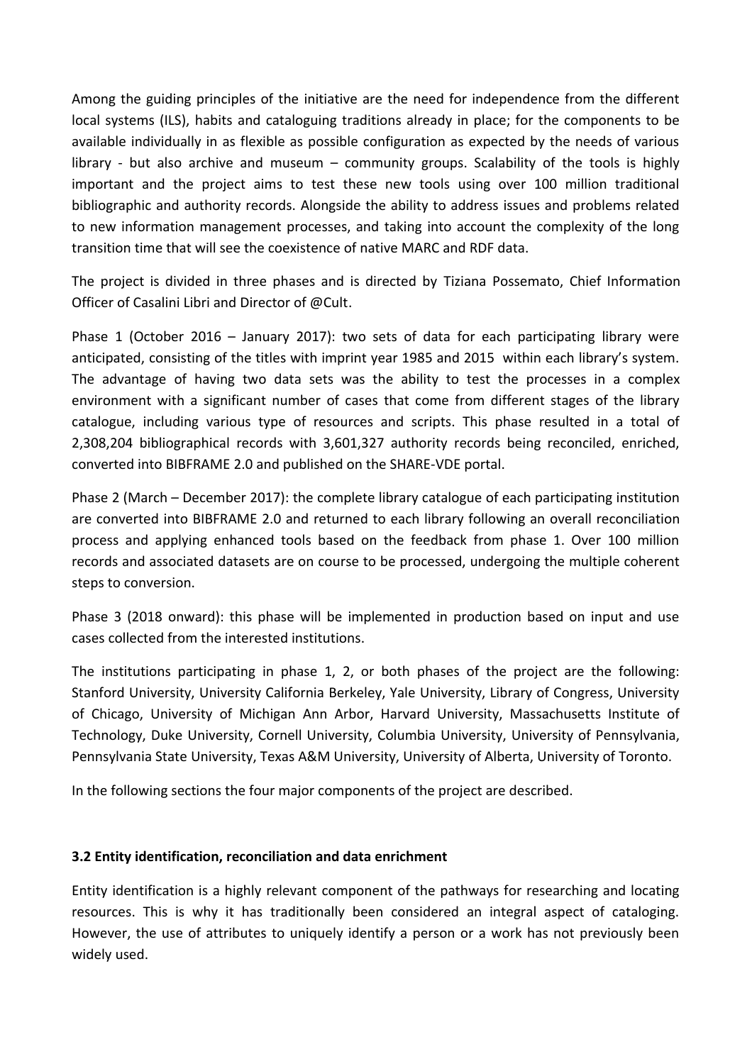Among the guiding principles of the initiative are the need for independence from the different local systems (ILS), habits and cataloguing traditions already in place; for the components to be available individually in as flexible as possible configuration as expected by the needs of various library - but also archive and museum – community groups. Scalability of the tools is highly important and the project aims to test these new tools using over 100 million traditional bibliographic and authority records. Alongside the ability to address issues and problems related to new information management processes, and taking into account the complexity of the long transition time that will see the coexistence of native MARC and RDF data.

The project is divided in three phases and is directed by Tiziana Possemato, Chief Information Officer of Casalini Libri and Director of @Cult.

Phase 1 (October 2016 – January 2017): two sets of data for each participating library were anticipated, consisting of the titles with imprint year 1985 and 2015 within each library's system. The advantage of having two data sets was the ability to test the processes in a complex environment with a significant number of cases that come from different stages of the library catalogue, including various type of resources and scripts. This phase resulted in a total of 2,308,204 bibliographical records with 3,601,327 authority records being reconciled, enriched, converted into BIBFRAME 2.0 and published on the SHARE-VDE portal.

Phase 2 (March – December 2017): the complete library catalogue of each participating institution are converted into BIBFRAME 2.0 and returned to each library following an overall reconciliation process and applying enhanced tools based on the feedback from phase 1. Over 100 million records and associated datasets are on course to be processed, undergoing the multiple coherent steps to conversion.

Phase 3 (2018 onward): this phase will be implemented in production based on input and use cases collected from the interested institutions.

The institutions participating in phase 1, 2, or both phases of the project are the following: Stanford University, University California Berkeley, Yale University, Library of Congress, University of Chicago, University of Michigan Ann Arbor, Harvard University, Massachusetts Institute of Technology, Duke University, Cornell University, Columbia University, University of Pennsylvania, Pennsylvania State University, Texas A&M University, University of Alberta, University of Toronto.

In the following sections the four major components of the project are described.

### 3.2 Entity identification, reconciliation and data enrichment

Entity identification is a highly relevant component of the pathways for researching and locating resources. This is why it has traditionally been considered an integral aspect of cataloging. However, the use of attributes to uniquely identify a person or a work has not previously been widely used.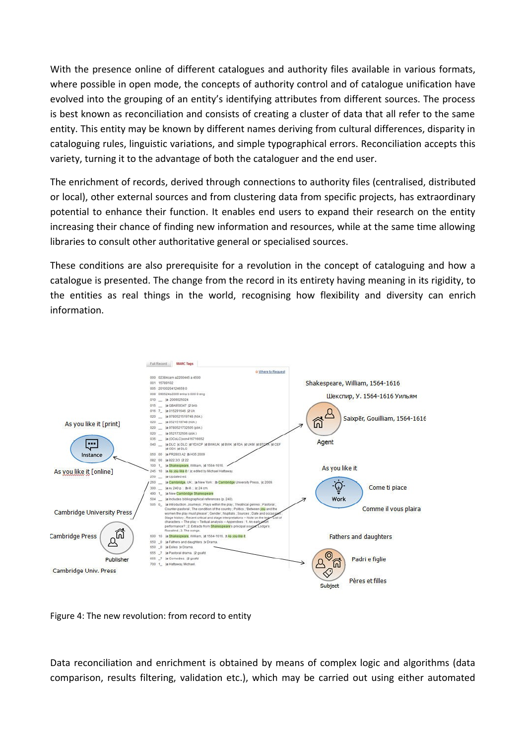With the presence online of different catalogues and authority files available in various formats, where possible in open mode, the concepts of authority control and of catalogue unification have evolved into the grouping of an entity's identifying attributes from different sources. The process is best known as reconciliation and consists of creating a cluster of data that all refer to the same entity. This entity may be known by different names deriving from cultural differences, disparity in cataloguing rules, linguistic variations, and simple typographical errors. Reconciliation accepts this variety, turning it to the advantage of both the cataloguer and the end user.

The enrichment of records, derived through connections to authority files (centralised, distributed or local), other external sources and from clustering data from specific projects, has extraordinary potential to enhance their function. It enables end users to expand their research on the entity increasing their chance of finding new information and resources, while at the same time allowing libraries to consult other authoritative general or specialised sources.

These conditions are also prerequisite for a revolution in the concept of cataloguing and how a catalogue is presented. The change from the record in its entirety having meaning in its rigidity, to the entities as real things in the world, recognising how flexibility and diversity can enrich information.

Figure 4: The new revolution: from record to entity

Data reconciliation and enrichment is obtained by means of complex logic and algorithms (data comparison, results filtering, validation etc.), which may be carried out using either automated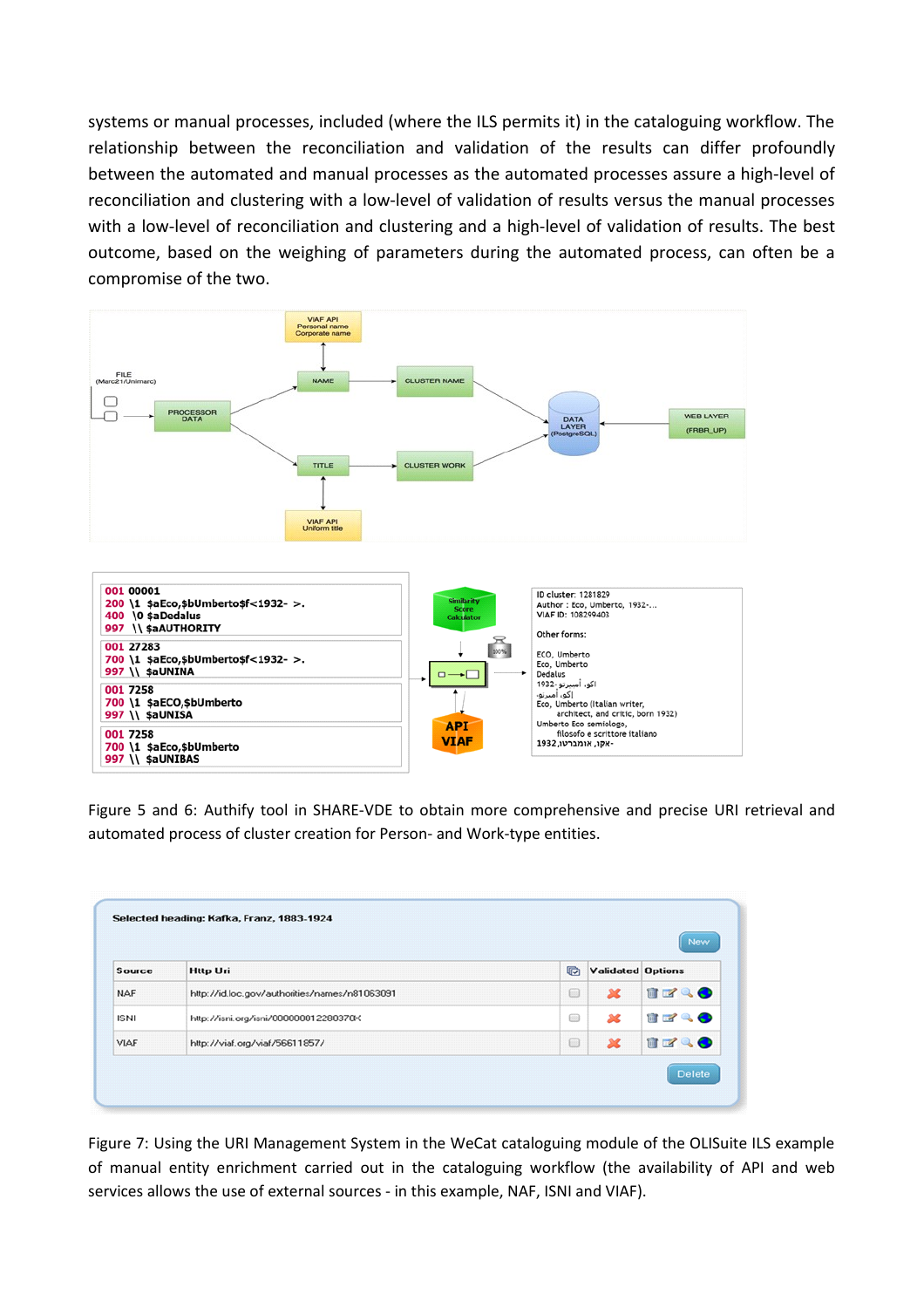systems or manual processes, included (where the ILS permits it) in the cataloguing workflow. The relationship between the reconciliation and validation of the results can differ profoundly between the automated and manual processes as the automated processes assure a high-level of reconciliation and clustering with a low-level of validation of results versus the manual processes with a low-level of reconciliation and clustering and a high-level of validation of results. The best outcome, based on the weighing of parameters during the automated process, can often be a compromise of the two.

Figure 5 and 6: Authify tool in SHARE-VDE to obtain more comprehensive and precise URI retrieval and automated process of cluster creation for Person- and Work-type entities.

Figure 7: Using the URI Management System in the WeCat cataloguing module of the OLISuite ILS example of manual entity enrichment carried out in the cataloguing workflow (the availability of API and web services allows the use of external sources - in this example, NAF, ISNI and VIAF).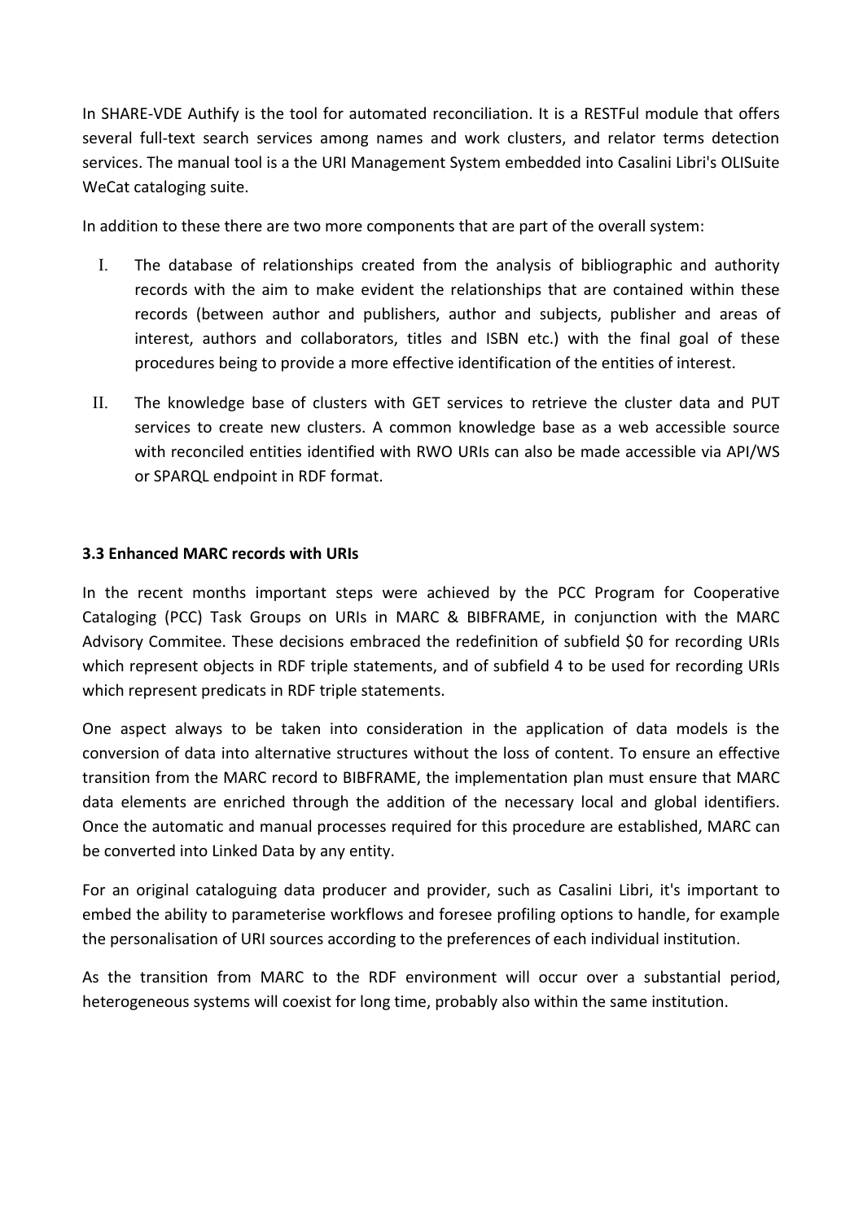In SHARE-VDE Authify is the tool for automated reconciliation. It is a RESTFul module that offers several full-text search services among names and work clusters, and relator terms detection services. The manual tool is a the URI Management System embedded into Casalini Libri's OLISuite WeCat cataloging suite.

In addition to these there are two more components that are part of the overall system:

I. The database of relationships created from the analysis of bibliographic and authority records with the aim to make evident the relationships that are contained within these records (between author and publishers, author and subjects, publisher and areas of interest, authors and collaborators, titles and ISBN etc.) with the final goal of these procedures being to provide a more effective identification of the entities of interest.

II. The knowledge base of clusters with GET services to retrieve the cluster data and PUT services to create new clusters. A common knowledge base as a web accessible source with reconciled entities identified with RWO URIs can also be made accessible via API/WS or SPARQL endpoint in RDF format.

### 3.3 Enhanced MARC records with URIs

In the recent months important steps were achieved by the PCC Program for Cooperative Cataloging (PCC) Task Groups on URIs in MARC & BIBFRAME, in conjunction with the MARC Advisory Commitee. These decisions embraced the redefinition of subfield $0 for recording URIs which represent objects in RDF triple statements, and of subfield 4 to be used for recording URIs which represent predicats in RDF triple statements.

One aspect always to be taken into consideration in the application of data models is the conversion of data into alternative structures without the loss of content. To ensure an effective transition from the MARC record to BIBFRAME, the implementation plan must ensure that MARC data elements are enriched through the addition of the necessary local and global identifiers. Once the automatic and manual processes required for this procedure are established, MARC can be converted into Linked Data by any entity.

For an original cataloguing data producer and provider, such as Casalini Libri, it's important to embed the ability to parameterise workflows and foresee profiling options to handle, for example the personalisation of URI sources according to the preferences of each individual institution.

As the transition from MARC to the RDF environment will occur over a substantial period, heterogeneous systems will coexist for long time, probably also within the same institution.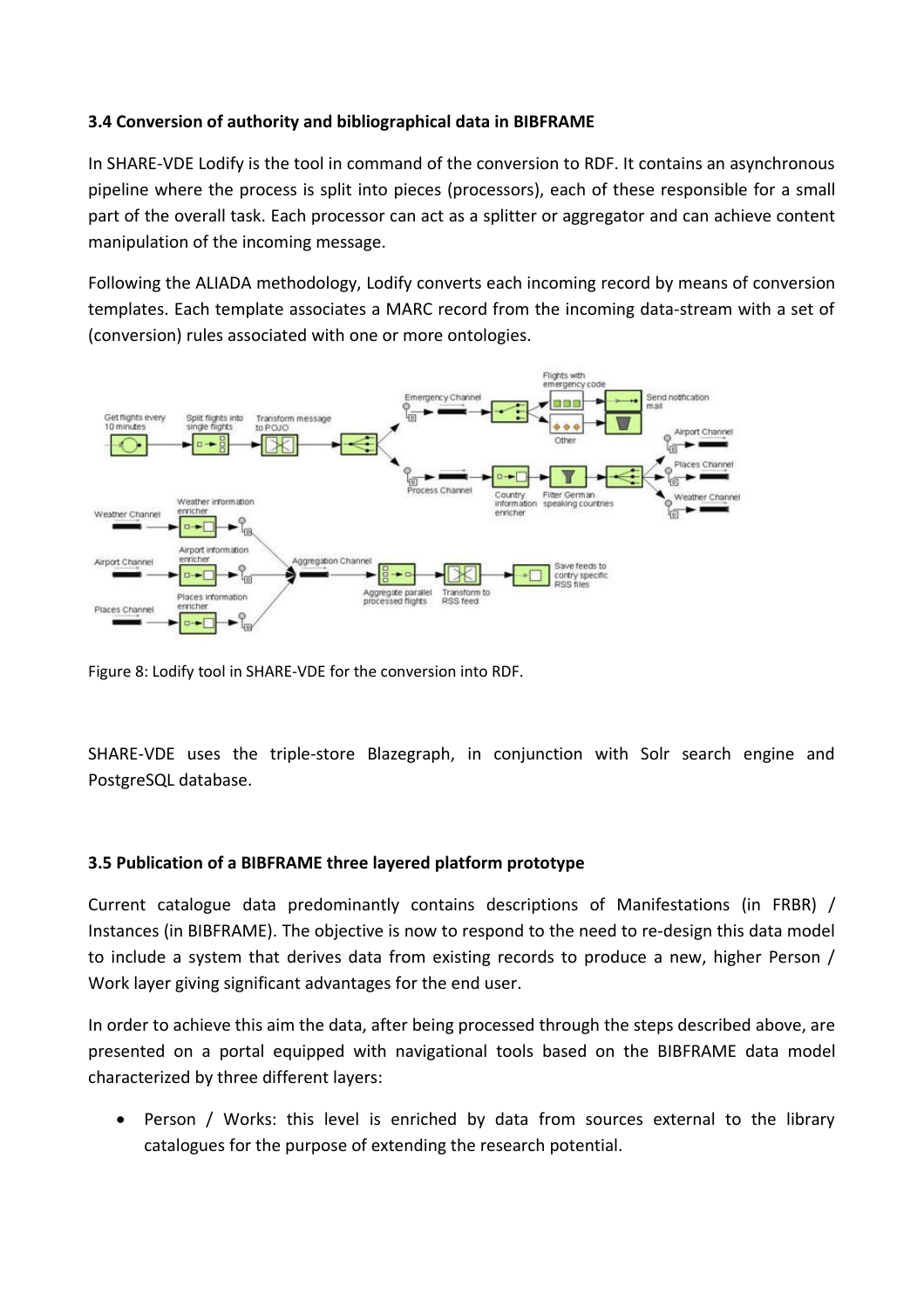### 3.4 Conversion of authority and bibliographical data in BIBFRAME

In SHARE-VDE Lodify is the tool in command of the conversion to RDF. It contains an asynchronous pipeline where the process is split into pieces (processors), each of these responsible for a small part of the overall task. Each processor can act as a splitter or aggregator and can achieve content manipulation of the incoming message.

Following the ALIADA methodology, Lodify converts each incoming record by means of conversion templates. Each template associates a MARC record from the incoming data-stream with a set of (conversion) rules associated with one or more ontologies.

Figure 8: Lodify tool in SHARE-VDE for the conversion into RDF.

SHARE-VDE uses the triple-store Blazegraph, in conjunction with Solr search engine and PostgreSQL database.

### 3.5 Publication of a BIBFRAME three layered platform prototype

Current catalogue data predominantly contains descriptions of Manifestations (in FRBR) / Instances (in BIBFRAME). The objective is now to respond to the need to re-design this data model to include a system that derives data from existing records to produce a new, higher Person / Work layer giving significant advantages for the end user.

In order to achieve this aim the data, after being processed through the steps described above, are presented on a portal equipped with navigational tools based on the BIBFRAME data model characterized by three different layers:

- Person / Works: this level is enriched by data from sources external to the library catalogues for the purpose of extending the research potential.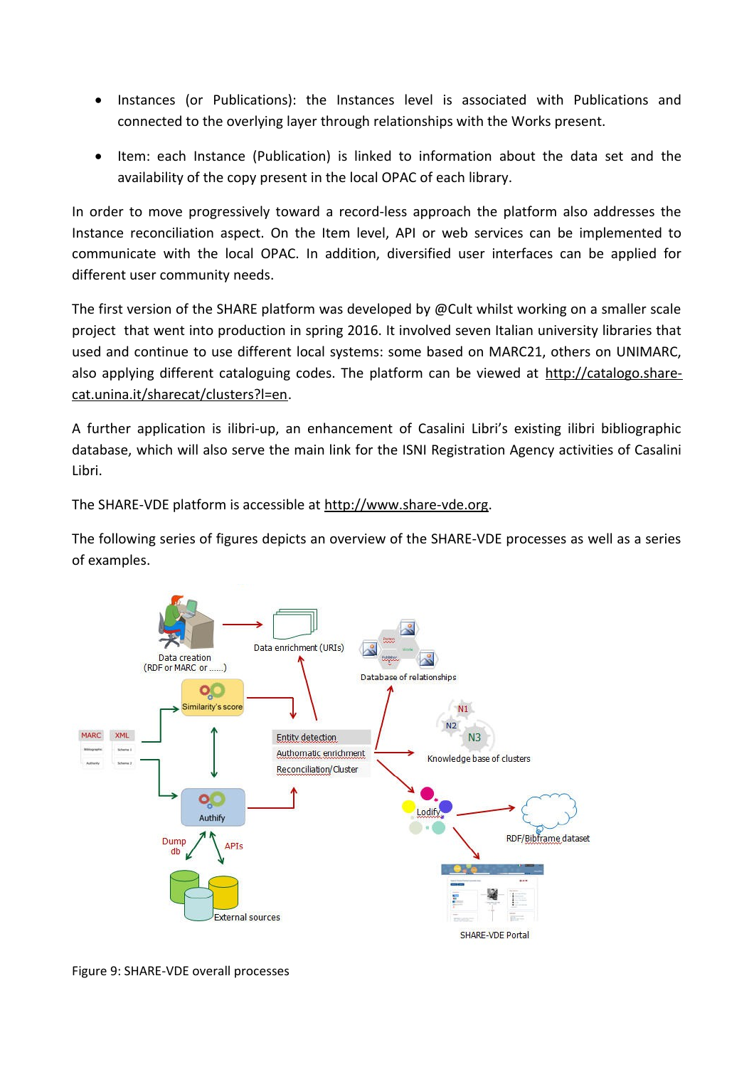- Instances (or Publications): the Instances level is associated with Publications and connected to the overlying layer through relationships with the Works present.
- Item: each Instance (Publication) is linked to information about the data set and the availability of the copy present in the local OPAC of each library.

In order to move progressively toward a record-less approach the platform also addresses the Instance reconciliation aspect. On the Item level, API or web services can be implemented to communicate with the local OPAC. In addition, diversified user interfaces can be applied for different user community needs.

The first version of the SHARE platform was developed by @Cult whilst working on a smaller scale project that went into production in spring 2016. It involved seven Italian university libraries that used and continue to use different local systems: some based on MARC21, others on UNIMARC, also applying different cataloguing codes. The platform can be viewed at http://catalogo.share-cat.unina.it/sharecat/clusters?l=en.

A further application is ilibri-up, an enhancement of Casalini Libri's existing ilibri bibliographic database, which will also serve the main link for the ISNI Registration Agency activities of Casalini Libri.

The SHARE-VDE platform is accessible at http://www.share-vde.org.

The following series of figures depicts an overview of the SHARE-VDE processes as well as a series of examples.

Figure 9: SHARE-VDE overall processes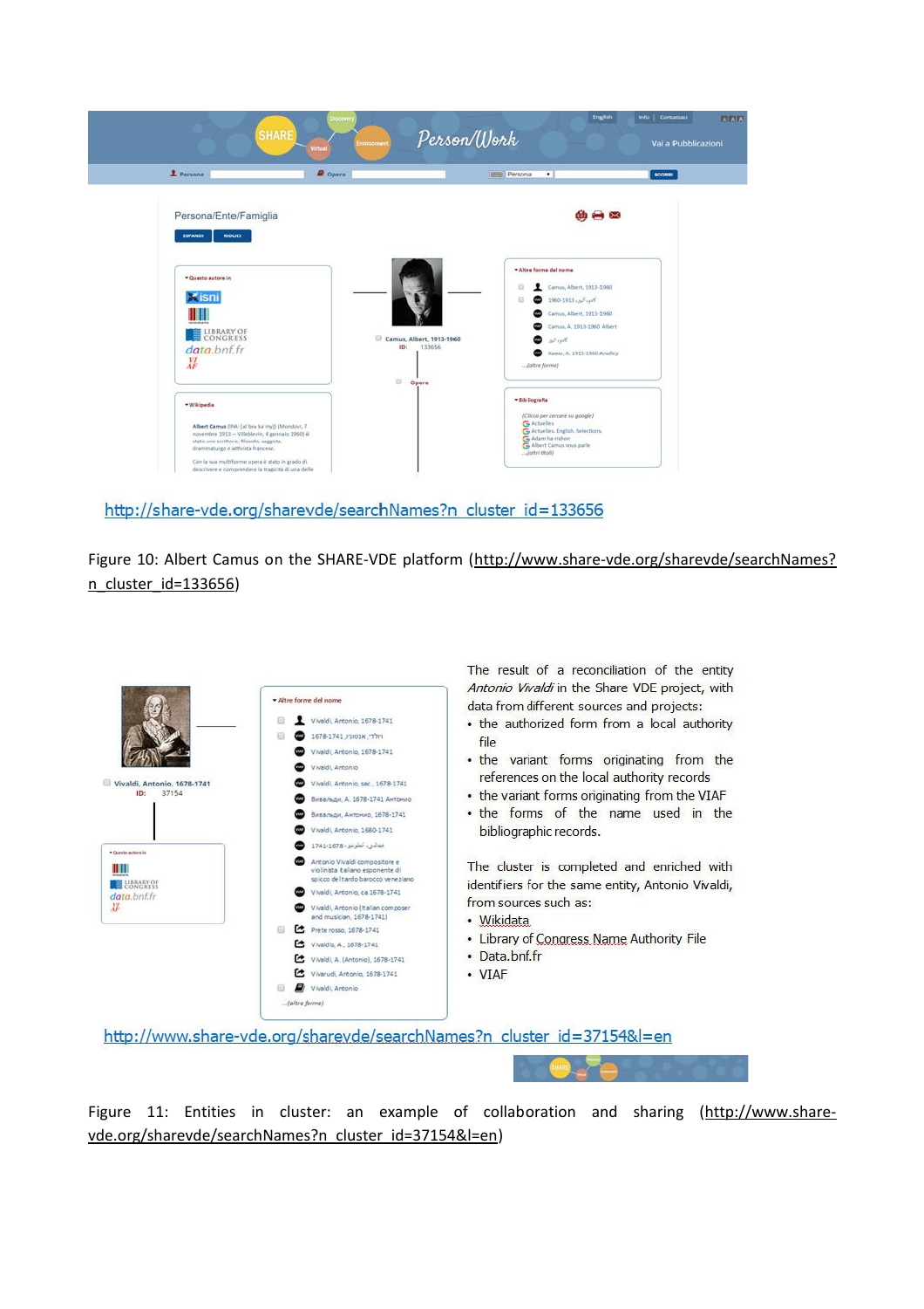http://share-vde.org/sharevde/searchNames?n_cluster_id=133656

Figure 10: Albert Camus on the SHARE-VDE platform (http://www.share-vde.org/sharevde/searchNames?n_cluster_id=133656)

The result of a reconciliation of the entity *Antonio Vivaldi* in the Share VDE project, with data from different sources and projects:

- the authorized form from a local authority file
- the variant forms originating from the references on the local authority records
- the variant forms originating from the VIAF
- the forms of the name used in the bibliographic records.

The cluster is completed and enriched with identifiers for the same entity, Antonio Vivaldi, from sources such as:

- Wikidata
- Library of Congress Name Authority File
- Data.bnf.fr
- VIAF

http://www.share-vde.org/sharevde/searchNames?n_cluster_id=37154&l=en

Figure 11: Entities in cluster: an example of collaboration and sharing (http://www.share-vde.org/sharevde/searchNames?n_cluster_id=37154&l=en)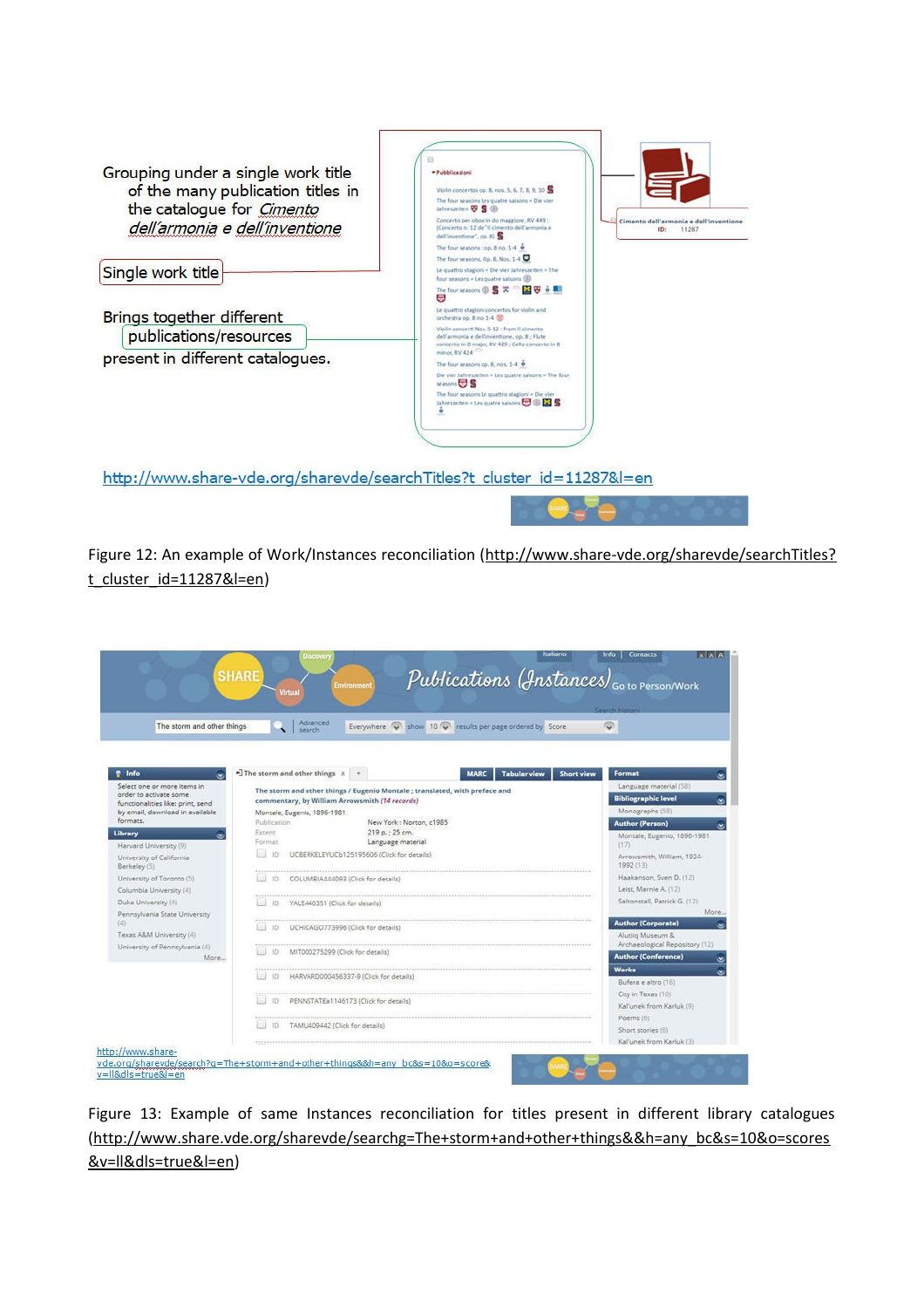Grouping under a single work title of the many publication titles in the catalogue for *Cimento dell'armonia e dell'inventione*

Single work title

Brings together different publications/resources present in different catalogues.

http://www.share-vde.org/sharevde/searchTitles?t_cluster_id=11287&l=en

Figure 12: An example of Work/Instances reconciliation (http://www.share-vde.org/sharevde/searchTitles?t_cluster_id=11287&l=en)

http://www.share-vde.org/sharevde/search?q=The+storm+and+other+things&&h=any_bc&s=10&o=score&v=ll&dls=true&l=en

Figure 13: Example of same Instances reconciliation for titles present in different library catalogues (http://www.share.vde.org/sharevde/searchg=The+storm+and+other+things&&h=any_bc&s=10&o=scores&v=ll&dls=true&l=en)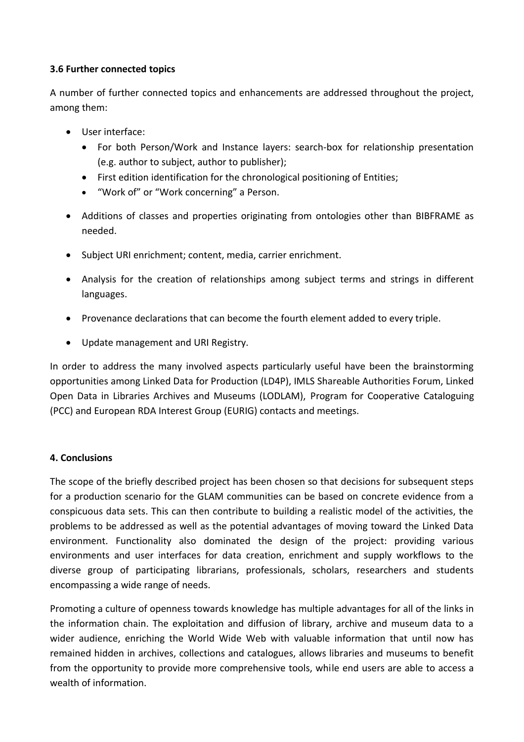### 3.6 Further connected topics

A number of further connected topics and enhancements are addressed throughout the project, among them:

- User interface:
  - For both Person/Work and Instance layers: search-box for relationship presentation (e.g. author to subject, author to publisher);
  - First edition identification for the chronological positioning of Entities;
  - "Work of" or "Work concerning" a Person.
- Additions of classes and properties originating from ontologies other than BIBFRAME as needed.
- Subject URI enrichment; content, media, carrier enrichment.
- Analysis for the creation of relationships among subject terms and strings in different languages.
- Provenance declarations that can become the fourth element added to every triple.
- Update management and URI Registry.

In order to address the many involved aspects particularly useful have been the brainstorming opportunities among Linked Data for Production (LD4P), IMLS Shareable Authorities Forum, Linked Open Data in Libraries Archives and Museums (LODLAM), Program for Cooperative Cataloguing (PCC) and European RDA Interest Group (EURIG) contacts and meetings.

### 4. Conclusions

The scope of the briefly described project has been chosen so that decisions for subsequent steps for a production scenario for the GLAM communities can be based on concrete evidence from a conspicuous data sets. This can then contribute to building a realistic model of the activities, the problems to be addressed as well as the potential advantages of moving toward the Linked Data environment. Functionality also dominated the design of the project: providing various environments and user interfaces for data creation, enrichment and supply workflows to the diverse group of participating librarians, professionals, scholars, researchers and students encompassing a wide range of needs.

Promoting a culture of openness towards knowledge has multiple advantages for all of the links in the information chain. The exploitation and diffusion of library, archive and museum data to a wider audience, enriching the World Wide Web with valuable information that until now has remained hidden in archives, collections and catalogues, allows libraries and museums to benefit from the opportunity to provide more comprehensive tools, while end users are able to access a wealth of information.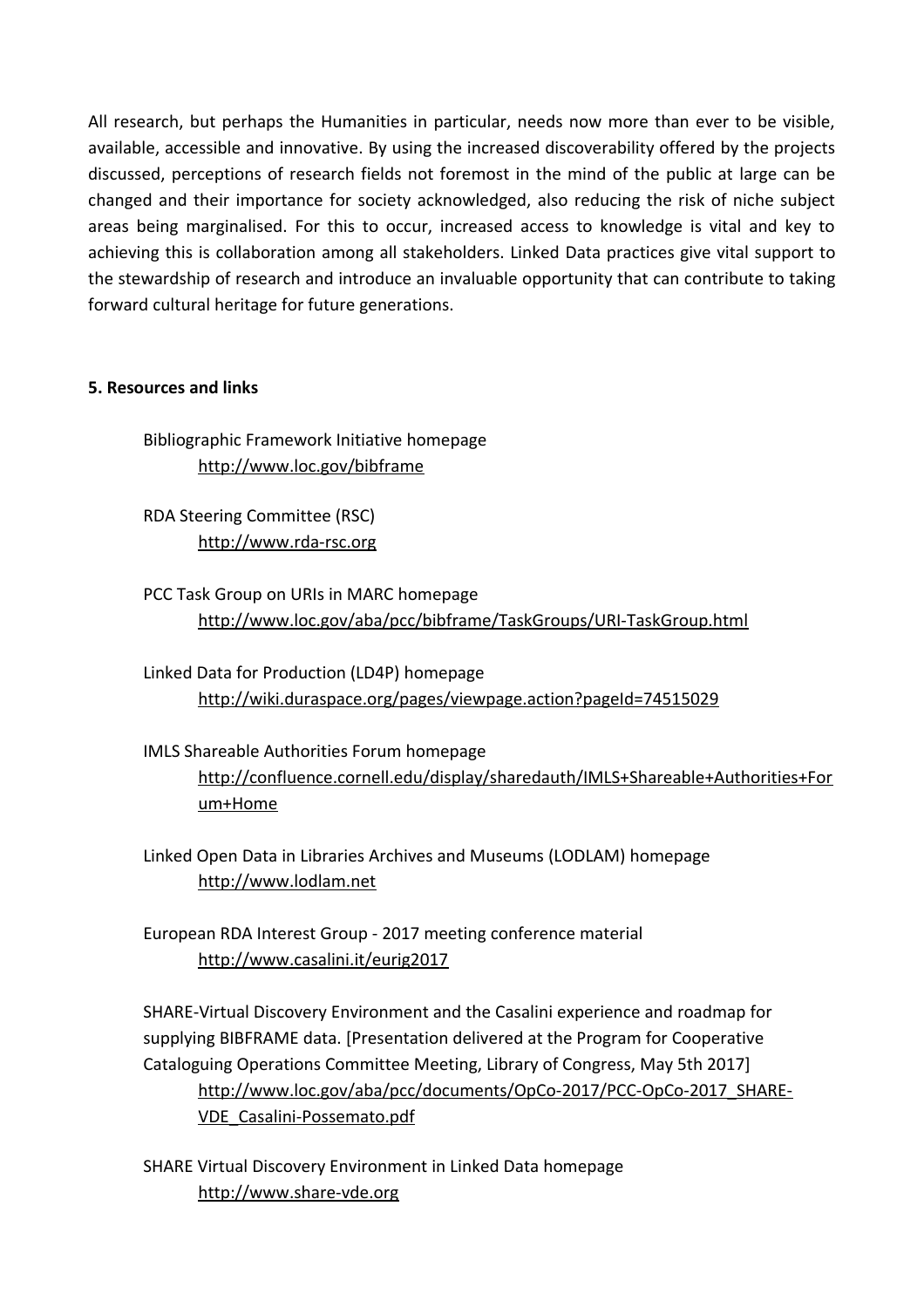All research, but perhaps the Humanities in particular, needs now more than ever to be visible, available, accessible and innovative. By using the increased discoverability offered by the projects discussed, perceptions of research fields not foremost in the mind of the public at large can be changed and their importance for society acknowledged, also reducing the risk of niche subject areas being marginalised. For this to occur, increased access to knowledge is vital and key to achieving this is collaboration among all stakeholders. Linked Data practices give vital support to the stewardship of research and introduce an invaluable opportunity that can contribute to taking forward cultural heritage for future generations.

**5. Resources and links**

Bibliographic Framework Initiative homepage
http://www.loc.gov/bibframe

RDA Steering Committee (RSC)
http://www.rda-rsc.org

PCC Task Group on URIs in MARC homepage
http://www.loc.gov/aba/pcc/bibframe/TaskGroups/URI-TaskGroup.html

Linked Data for Production (LD4P) homepage
http://wiki.duraspace.org/pages/viewpage.action?pageId=74515029

IMLS Shareable Authorities Forum homepage
http://confluence.cornell.edu/display/sharedauth/IMLS+Shareable+Authorities+Forum+Home

Linked Open Data in Libraries Archives and Museums (LODLAM) homepage
http://www.lodlam.net

European RDA Interest Group - 2017 meeting conference material
http://www.casalini.it/eurig2017

SHARE-Virtual Discovery Environment and the Casalini experience and roadmap for supplying BIBFRAME data. [Presentation delivered at the Program for Cooperative Cataloguing Operations Committee Meeting, Library of Congress, May 5th 2017]
http://www.loc.gov/aba/pcc/documents/OpCo-2017/PCC-OpCo-2017_SHARE-VDE_Casalini-Possemato.pdf

SHARE Virtual Discovery Environment in Linked Data homepage
http://www.share-vde.org